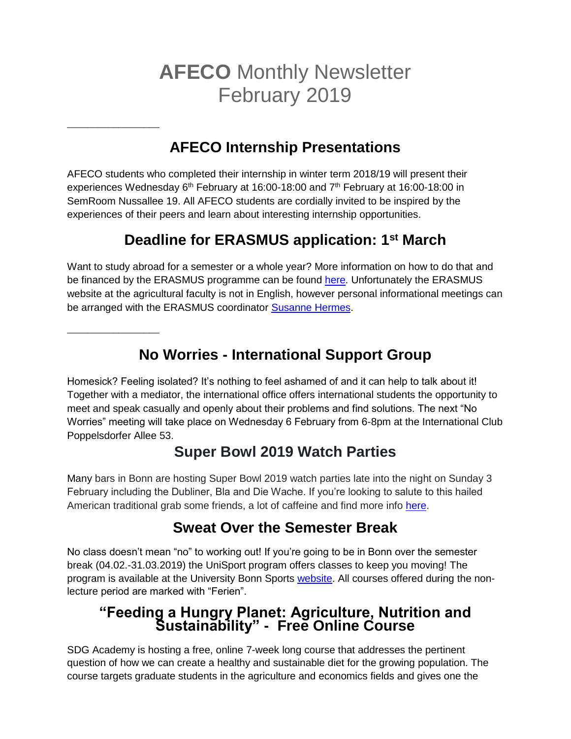# **AFECO** Monthly Newsletter
# February 2019

---

## AFECO Internship Presentations

AFECO students who completed their internship in winter term 2018/19 will present their experiences Wednesday 6th February at 16:00-18:00 and 7th February at 16:00-18:00 in SemRoom Nussallee 19. All AFECO students are cordially invited to be inspired by the experiences of their peers and learn about interesting internship opportunities.

## Deadline for ERASMUS application: 1st March

Want to study abroad for a semester or a whole year? More information on how to do that and be financed by the ERASMUS programme can be found here. Unfortunately the ERASMUS website at the agricultural faculty is not in English, however personal informational meetings can be arranged with the ERASMUS coordinator Susanne Hermes.

---

## No Worries - International Support Group

Homesick? Feeling isolated? It's nothing to feel ashamed of and it can help to talk about it! Together with a mediator, the international office offers international students the opportunity to meet and speak casually and openly about their problems and find solutions. The next "No Worries" meeting will take place on Wednesday 6 February from 6-8pm at the International Club Poppelsdorfer Allee 53.

## Super Bowl 2019 Watch Parties

Many bars in Bonn are hosting Super Bowl 2019 watch parties late into the night on Sunday 3 February including the Dubliner, Bla and Die Wache. If you're looking to salute to this hailed American traditional grab some friends, a lot of caffeine and find more info here.

## Sweat Over the Semester Break

No class doesn't mean "no" to working out! If you're going to be in Bonn over the semester break (04.02.-31.03.2019) the UniSport program offers classes to keep you moving! The program is available at the University Bonn Sports website. All courses offered during the non-lecture period are marked with "Ferien".

## "Feeding a Hungry Planet: Agriculture, Nutrition and Sustainability" - Free Online Course

SDG Academy is hosting a free, online 7-week long course that addresses the pertinent question of how we can create a healthy and sustainable diet for the growing population. The course targets graduate students in the agriculture and economics fields and gives one the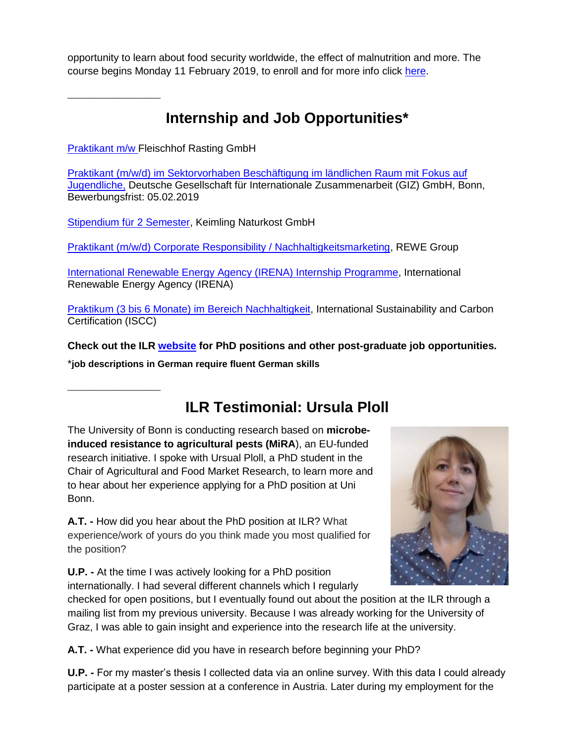opportunity to learn about food security worldwide, the effect of malnutrition and more. The course begins Monday 11 February 2019, to enroll and for more info click here.

---

## Internship and Job Opportunities*

Praktikant m/w Fleischhof Rasting GmbH

Praktikant (m/w/d) im Sektorvorhaben Beschäftigung im ländlichen Raum mit Fokus auf Jugendliche, Deutsche Gesellschaft für Internationale Zusammenarbeit (GIZ) GmbH, Bonn, Bewerbungsfrist: 05.02.2019

Stipendium für 2 Semester, Keimling Naturkost GmbH

Praktikant (m/w/d) Corporate Responsibility / Nachhaltigkeitsmarketing, REWE Group

International Renewable Energy Agency (IRENA) Internship Programme, International Renewable Energy Agency (IRENA)

Praktikum (3 bis 6 Monate) im Bereich Nachhaltigkeit, International Sustainability and Carbon Certification (ISCC)

**Check out the ILR website for PhD positions and other post-graduate job opportunities.**

*__job descriptions in German require fluent German skills__

---

## ILR Testimonial: Ursula Ploll

The University of Bonn is conducting research based on **microbe-induced resistance to agricultural pests (MiRA)**, an EU-funded research initiative. I spoke with Ursual Ploll, a PhD student in the Chair of Agricultural and Food Market Research, to learn more and to hear about her experience applying for a PhD position at Uni Bonn.

**A.T. -** How did you hear about the PhD position at ILR? What experience/work of yours do you think made you most qualified for the position?

**U.P. -** At the time I was actively looking for a PhD position internationally. I had several different channels which I regularly checked for open positions, but I eventually found out about the position at the ILR through a mailing list from my previous university. Because I was already working for the University of Graz, I was able to gain insight and experience into the research life at the university.

**A.T. -** What experience did you have in research before beginning your PhD?

**U.P. -** For my master's thesis I collected data via an online survey. With this data I could already participate at a poster session at a conference in Austria. Later during my employment for the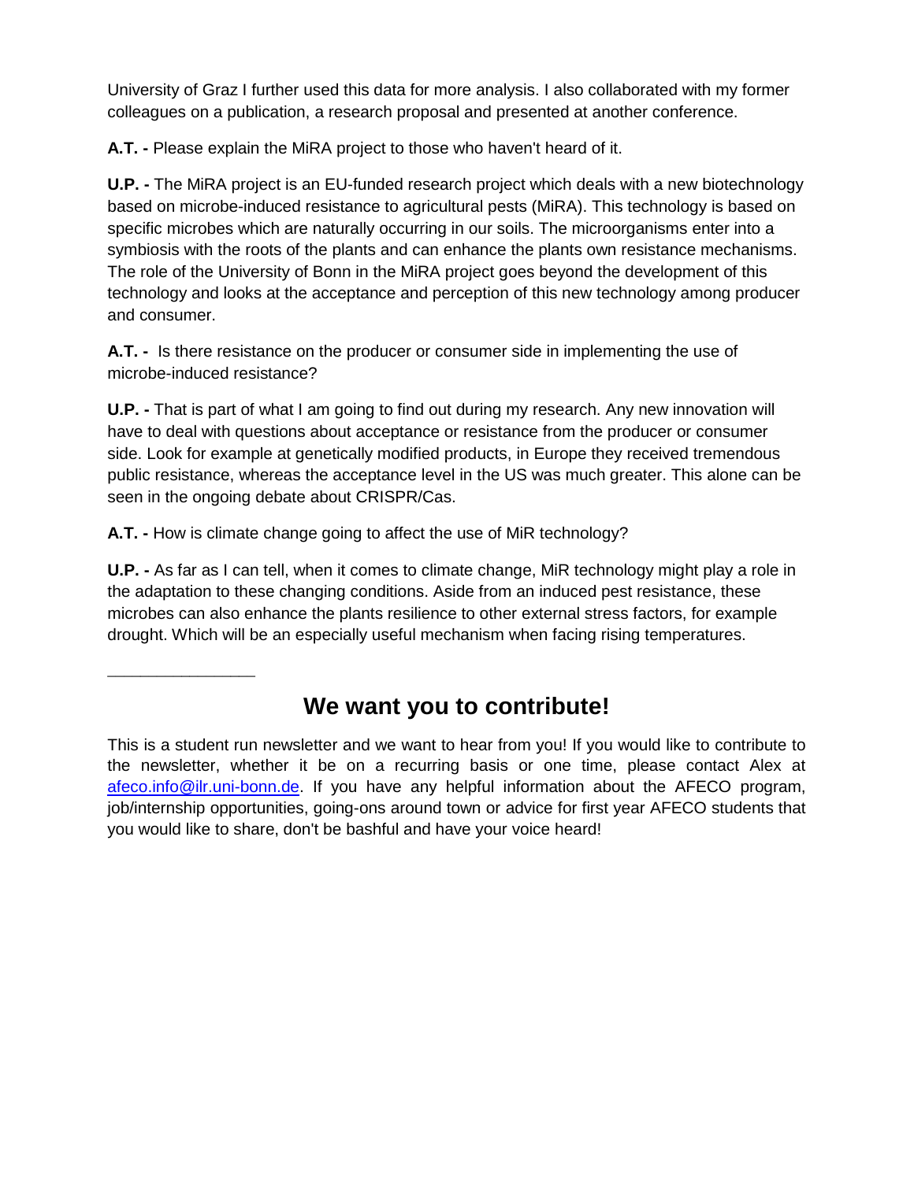University of Graz I further used this data for more analysis. I also collaborated with my former colleagues on a publication, a research proposal and presented at another conference.

**A.T. -** Please explain the MiRA project to those who haven't heard of it.

**U.P. -** The MiRA project is an EU-funded research project which deals with a new biotechnology based on microbe-induced resistance to agricultural pests (MiRA). This technology is based on specific microbes which are naturally occurring in our soils. The microorganisms enter into a symbiosis with the roots of the plants and can enhance the plants own resistance mechanisms. The role of the University of Bonn in the MiRA project goes beyond the development of this technology and looks at the acceptance and perception of this new technology among producer and consumer.

**A.T. -** Is there resistance on the producer or consumer side in implementing the use of microbe-induced resistance?

**U.P. -** That is part of what I am going to find out during my research. Any new innovation will have to deal with questions about acceptance or resistance from the producer or consumer side. Look for example at genetically modified products, in Europe they received tremendous public resistance, whereas the acceptance level in the US was much greater. This alone can be seen in the ongoing debate about CRISPR/Cas.

**A.T. -** How is climate change going to affect the use of MiR technology?

**U.P. -** As far as I can tell, when it comes to climate change, MiR technology might play a role in the adaptation to these changing conditions. Aside from an induced pest resistance, these microbes can also enhance the plants resilience to other external stress factors, for example drought. Which will be an especially useful mechanism when facing rising temperatures.

---

## We want you to contribute!

This is a student run newsletter and we want to hear from you! If you would like to contribute to the newsletter, whether it be on a recurring basis or one time, please contact Alex at afeco.info@ilr.uni-bonn.de. If you have any helpful information about the AFECO program, job/internship opportunities, going-ons around town or advice for first year AFECO students that you would like to share, don't be bashful and have your voice heard!